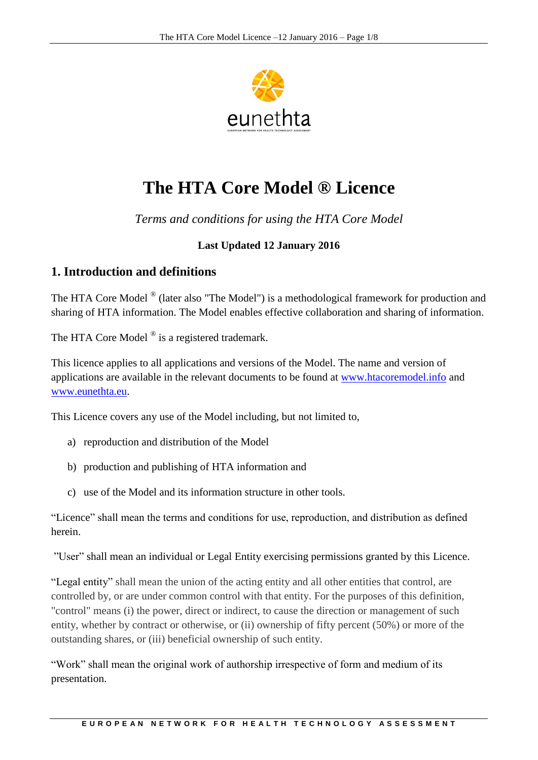# The HTA Core Model ® Licence

*Terms and conditions for using the HTA Core Model*

**Last Updated 12 January 2016**

## 1. Introduction and definitions

The HTA Core Model ® (later also "The Model") is a methodological framework for production and sharing of HTA information. The Model enables effective collaboration and sharing of information.

The HTA Core Model ® is a registered trademark.

This licence applies to all applications and versions of the Model. The name and version of applications are available in the relevant documents to be found at www.htacoremodel.info and www.eunethta.eu.

This Licence covers any use of the Model including, but not limited to,

a) reproduction and distribution of the Model

b) production and publishing of HTA information and

c) use of the Model and its information structure in other tools.

“Licence” shall mean the terms and conditions for use, reproduction, and distribution as defined herein.

”User” shall mean an individual or Legal Entity exercising permissions granted by this Licence.

“Legal entity” shall mean the union of the acting entity and all other entities that control, are controlled by, or are under common control with that entity. For the purposes of this definition, "control" means (i) the power, direct or indirect, to cause the direction or management of such entity, whether by contract or otherwise, or (ii) ownership of fifty percent (50%) or more of the outstanding shares, or (iii) beneficial ownership of such entity.

“Work” shall mean the original work of authorship irrespective of form and medium of its presentation.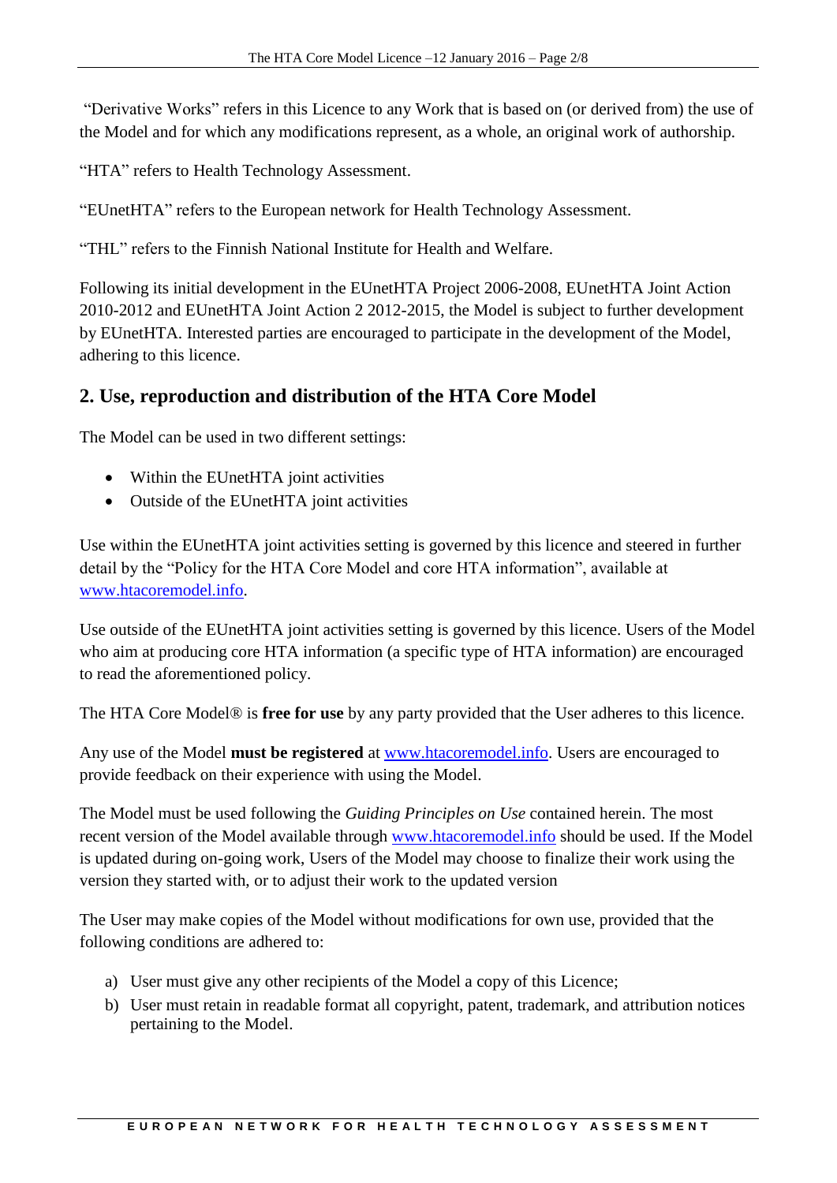"Derivative Works" refers in this Licence to any Work that is based on (or derived from) the use of the Model and for which any modifications represent, as a whole, an original work of authorship.

"HTA" refers to Health Technology Assessment.

"EUnetHTA" refers to the European network for Health Technology Assessment.

"THL" refers to the Finnish National Institute for Health and Welfare.

Following its initial development in the EUnetHTA Project 2006-2008, EUnetHTA Joint Action 2010-2012 and EUnetHTA Joint Action 2 2012-2015, the Model is subject to further development by EUnetHTA. Interested parties are encouraged to participate in the development of the Model, adhering to this licence.

## 2. Use, reproduction and distribution of the HTA Core Model

The Model can be used in two different settings:

- Within the EUnetHTA joint activities
- Outside of the EUnetHTA joint activities

Use within the EUnetHTA joint activities setting is governed by this licence and steered in further detail by the "Policy for the HTA Core Model and core HTA information", available at www.htacoremodel.info.

Use outside of the EUnetHTA joint activities setting is governed by this licence. Users of the Model who aim at producing core HTA information (a specific type of HTA information) are encouraged to read the aforementioned policy.

The HTA Core Model® is **free for use** by any party provided that the User adheres to this licence.

Any use of the Model **must be registered** at www.htacoremodel.info. Users are encouraged to provide feedback on their experience with using the Model.

The Model must be used following the *Guiding Principles on Use* contained herein. The most recent version of the Model available through www.htacoremodel.info should be used. If the Model is updated during on-going work, Users of the Model may choose to finalize their work using the version they started with, or to adjust their work to the updated version

The User may make copies of the Model without modifications for own use, provided that the following conditions are adhered to:

a) User must give any other recipients of the Model a copy of this Licence;
b) User must retain in readable format all copyright, patent, trademark, and attribution notices pertaining to the Model.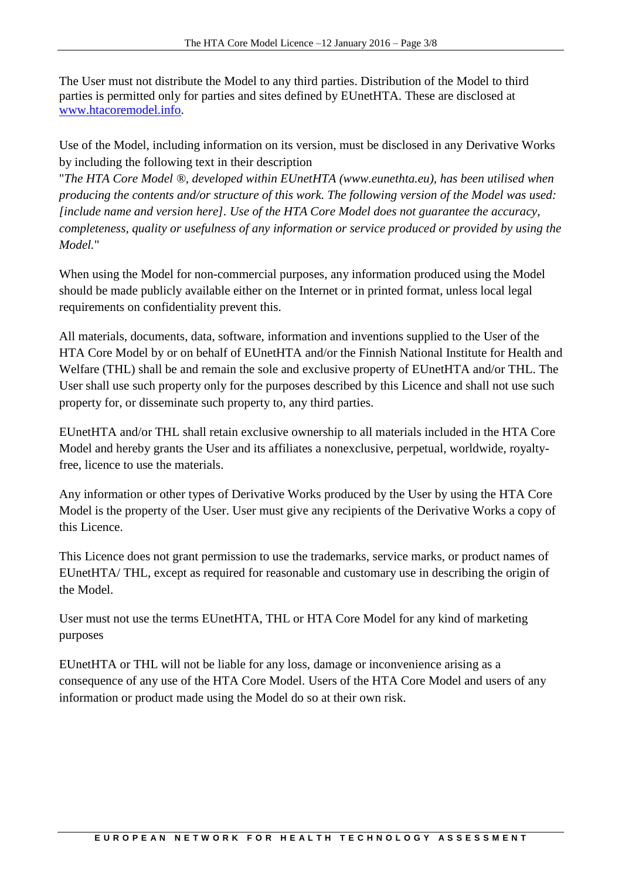The User must not distribute the Model to any third parties. Distribution of the Model to third parties is permitted only for parties and sites defined by EUnetHTA. These are disclosed at [www.htacoremodel.info](www.htacoremodel.info).

Use of the Model, including information on its version, must be disclosed in any Derivative Works by including the following text in their description
"*The HTA Core Model ®, developed within EUnetHTA (www.eunethta.eu), has been utilised when producing the contents and/or structure of this work. The following version of the Model was used: [include name and version here]. Use of the HTA Core Model does not guarantee the accuracy, completeness, quality or usefulness of any information or service produced or provided by using the Model.*"

When using the Model for non-commercial purposes, any information produced using the Model should be made publicly available either on the Internet or in printed format, unless local legal requirements on confidentiality prevent this.

All materials, documents, data, software, information and inventions supplied to the User of the HTA Core Model by or on behalf of EUnetHTA and/or the Finnish National Institute for Health and Welfare (THL) shall be and remain the sole and exclusive property of EUnetHTA and/or THL. The User shall use such property only for the purposes described by this Licence and shall not use such property for, or disseminate such property to, any third parties.

EUnetHTA and/or THL shall retain exclusive ownership to all materials included in the HTA Core Model and hereby grants the User and its affiliates a nonexclusive, perpetual, worldwide, royalty-free, licence to use the materials.

Any information or other types of Derivative Works produced by the User by using the HTA Core Model is the property of the User. User must give any recipients of the Derivative Works a copy of this Licence.

This Licence does not grant permission to use the trademarks, service marks, or product names of EUnetHTA/ THL, except as required for reasonable and customary use in describing the origin of the Model.

User must not use the terms EUnetHTA, THL or HTA Core Model for any kind of marketing purposes

EUnetHTA or THL will not be liable for any loss, damage or inconvenience arising as a consequence of any use of the HTA Core Model. Users of the HTA Core Model and users of any information or product made using the Model do so at their own risk.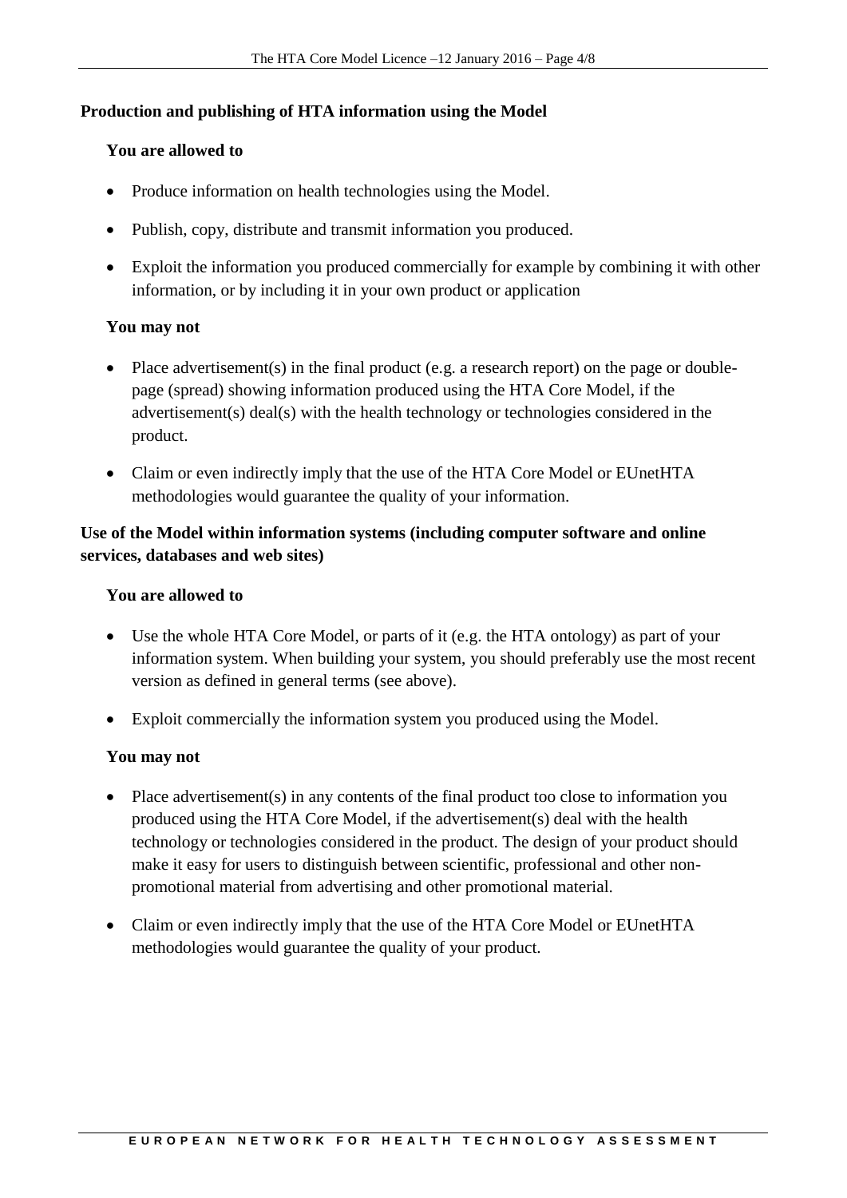## Production and publishing of HTA information using the Model

### You are allowed to

- Produce information on health technologies using the Model.
- Publish, copy, distribute and transmit information you produced.
- Exploit the information you produced commercially for example by combining it with other information, or by including it in your own product or application

### You may not

- Place advertisement(s) in the final product (e.g. a research report) on the page or double-page (spread) showing information produced using the HTA Core Model, if the advertisement(s) deal(s) with the health technology or technologies considered in the product.
- Claim or even indirectly imply that the use of the HTA Core Model or EUnetHTA methodologies would guarantee the quality of your information.

## Use of the Model within information systems (including computer software and online services, databases and web sites)

### You are allowed to

- Use the whole HTA Core Model, or parts of it (e.g. the HTA ontology) as part of your information system. When building your system, you should preferably use the most recent version as defined in general terms (see above).
- Exploit commercially the information system you produced using the Model.

### You may not

- Place advertisement(s) in any contents of the final product too close to information you produced using the HTA Core Model, if the advertisement(s) deal with the health technology or technologies considered in the product. The design of your product should make it easy for users to distinguish between scientific, professional and other non-promotional material from advertising and other promotional material.
- Claim or even indirectly imply that the use of the HTA Core Model or EUnetHTA methodologies would guarantee the quality of your product.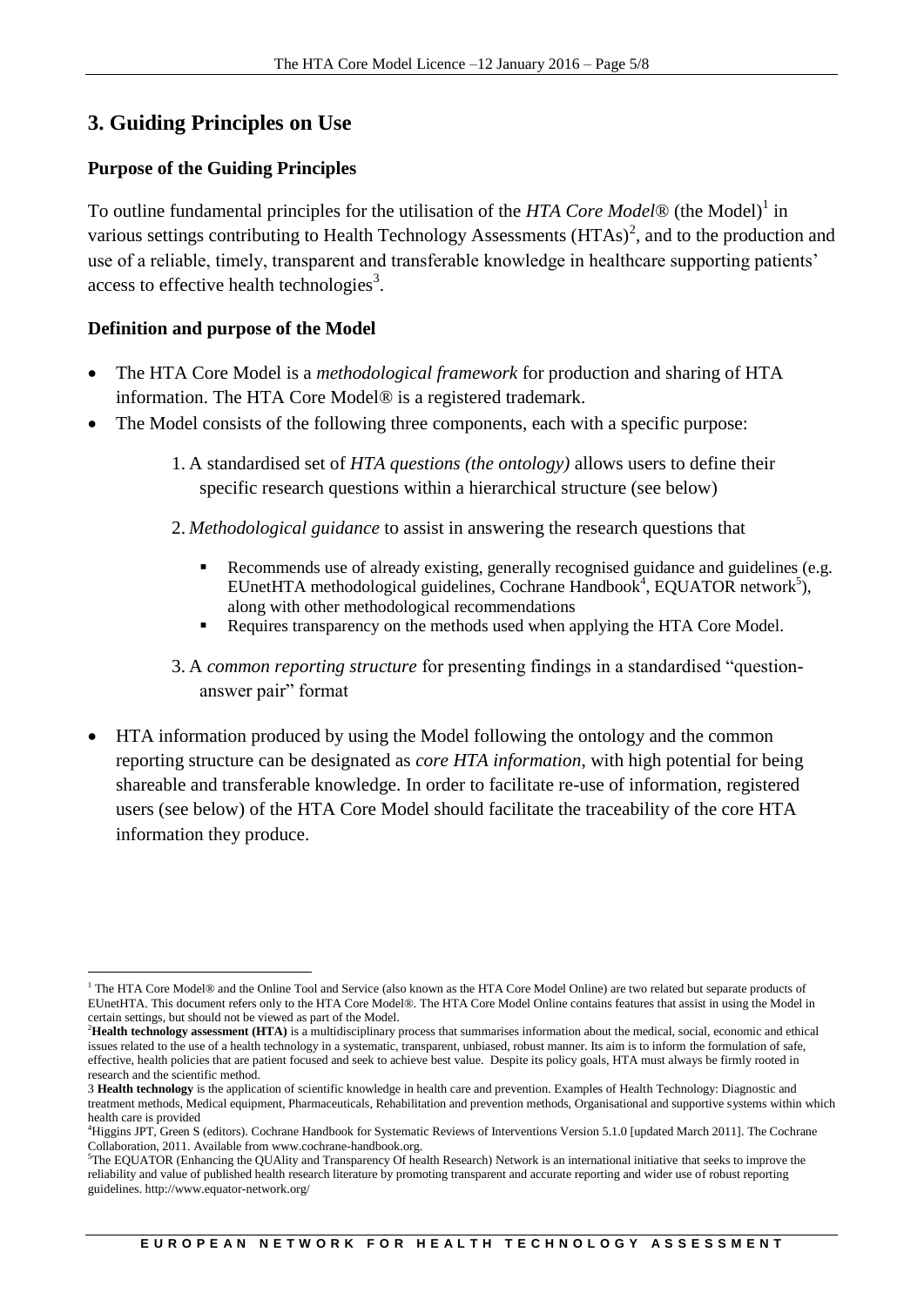## 3. Guiding Principles on Use

### Purpose of the Guiding Principles

To outline fundamental principles for the utilisation of the *HTA Core Model®* (the Model)[1] in various settings contributing to Health Technology Assessments (HTAs)[2], and to the production and use of a reliable, timely, transparent and transferable knowledge in healthcare supporting patients' access to effective health technologies[3].

### Definition and purpose of the Model

- The HTA Core Model is a *methodological framework* for production and sharing of HTA information. The HTA Core Model® is a registered trademark.
- The Model consists of the following three components, each with a specific purpose:

  1. A standardised set of *HTA questions (the ontology)* allows users to define their specific research questions within a hierarchical structure (see below)
  2. *Methodological guidance* to assist in answering the research questions that
     - Recommends use of already existing, generally recognised guidance and guidelines (e.g. EUnetHTA methodological guidelines, Cochrane Handbook[4], EQUATOR network[5]), along with other methodological recommendations
     - Requires transparency on the methods used when applying the HTA Core Model.
  3. A *common reporting structure* for presenting findings in a standardised "question-answer pair" format

- HTA information produced by using the Model following the ontology and the common reporting structure can be designated as *core HTA information*, with high potential for being shareable and transferable knowledge. In order to facilitate re-use of information, registered users (see below) of the HTA Core Model should facilitate the traceability of the core HTA information they produce.

---

[1] The HTA Core Model® and the Online Tool and Service (also known as the HTA Core Model Online) are two related but separate products of EUnetHTA. This document refers only to the HTA Core Model®. The HTA Core Model Online contains features that assist in using the Model in certain settings, but should not be viewed as part of the Model.

[2] **Health technology assessment (HTA)** is a multidisciplinary process that summarises information about the medical, social, economic and ethical issues related to the use of a health technology in a systematic, transparent, unbiased, robust manner. Its aim is to inform the formulation of safe, effective, health policies that are patient focused and seek to achieve best value. Despite its policy goals, HTA must always be firmly rooted in research and the scientific method.

[3] **Health technology** is the application of scientific knowledge in health care and prevention. Examples of Health Technology: Diagnostic and treatment methods, Medical equipment, Pharmaceuticals, Rehabilitation and prevention methods, Organisational and supportive systems within which health care is provided

[4] Higgins JPT, Green S (editors). Cochrane Handbook for Systematic Reviews of Interventions Version 5.1.0 [updated March 2011]. The Cochrane Collaboration, 2011. Available from www.cochrane-handbook.org.

[5] The EQUATOR (Enhancing the QUAlity and Transparency Of health Research) Network is an international initiative that seeks to improve the reliability and value of published health research literature by promoting transparent and accurate reporting and wider use of robust reporting guidelines. http://www.equator-network.org/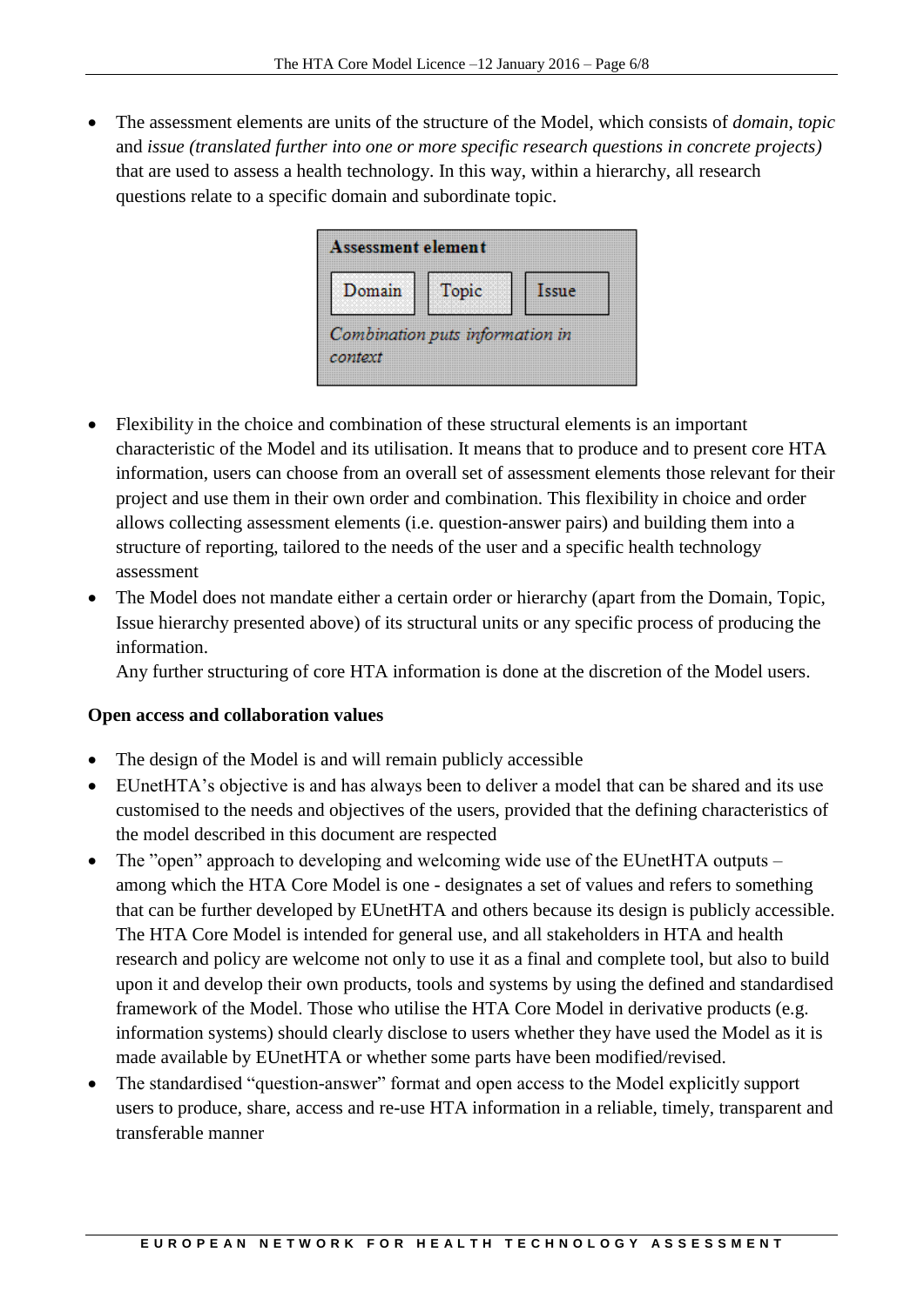- The assessment elements are units of the structure of the Model, which consists of *domain*, *topic* and *issue (translated further into one or more specific research questions in concrete projects)* that are used to assess a health technology. In this way, within a hierarchy, all research questions relate to a specific domain and subordinate topic.

**Assessment element**

| Domain | Topic | Issue |
|---|---|---|

*Combination puts information in context*

- Flexibility in the choice and combination of these structural elements is an important characteristic of the Model and its utilisation. It means that to produce and to present core HTA information, users can choose from an overall set of assessment elements those relevant for their project and use them in their own order and combination. This flexibility in choice and order allows collecting assessment elements (i.e. question-answer pairs) and building them into a structure of reporting, tailored to the needs of the user and a specific health technology assessment
- The Model does not mandate either a certain order or hierarchy (apart from the Domain, Topic, Issue hierarchy presented above) of its structural units or any specific process of producing the information.

  Any further structuring of core HTA information is done at the discretion of the Model users.

**Open access and collaboration values**

- The design of the Model is and will remain publicly accessible
- EUnetHTA's objective is and has always been to deliver a model that can be shared and its use customised to the needs and objectives of the users, provided that the defining characteristics of the model described in this document are respected
- The "open" approach to developing and welcoming wide use of the EUnetHTA outputs – among which the HTA Core Model is one - designates a set of values and refers to something that can be further developed by EUnetHTA and others because its design is publicly accessible. The HTA Core Model is intended for general use, and all stakeholders in HTA and health research and policy are welcome not only to use it as a final and complete tool, but also to build upon it and develop their own products, tools and systems by using the defined and standardised framework of the Model. Those who utilise the HTA Core Model in derivative products (e.g. information systems) should clearly disclose to users whether they have used the Model as it is made available by EUnetHTA or whether some parts have been modified/revised.
- The standardised "question-answer" format and open access to the Model explicitly support users to produce, share, access and re-use HTA information in a reliable, timely, transparent and transferable manner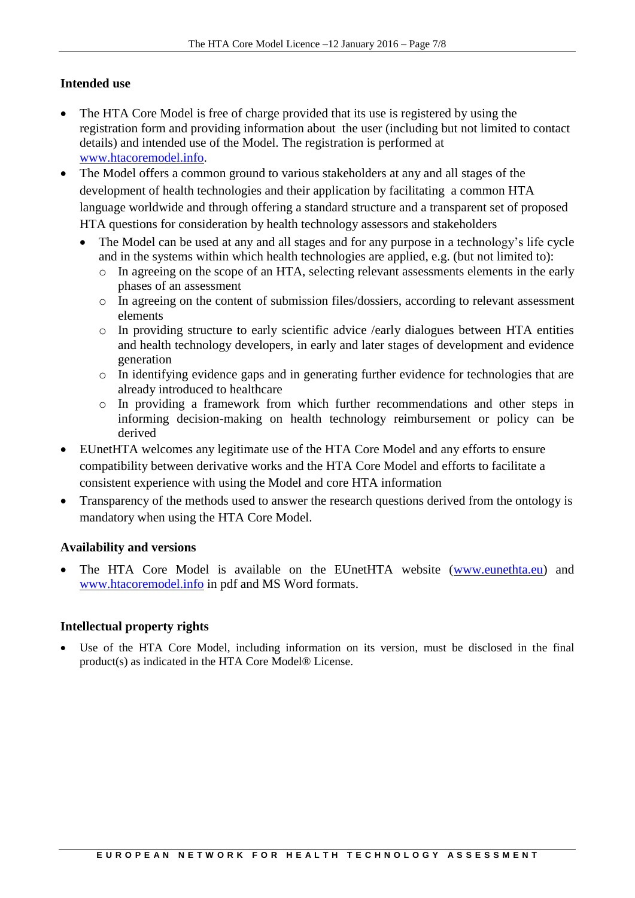### Intended use

- The HTA Core Model is free of charge provided that its use is registered by using the registration form and providing information about the user (including but not limited to contact details) and intended use of the Model. The registration is performed at [www.htacoremodel.info](http://www.htacoremodel.info).
- The Model offers a common ground to various stakeholders at any and all stages of the development of health technologies and their application by facilitating a common HTA language worldwide and through offering a standard structure and a transparent set of proposed HTA questions for consideration by health technology assessors and stakeholders
  - The Model can be used at any and all stages and for any purpose in a technology's life cycle and in the systems within which health technologies are applied, e.g. (but not limited to):
    - In agreeing on the scope of an HTA, selecting relevant assessments elements in the early phases of an assessment
    - In agreeing on the content of submission files/dossiers, according to relevant assessment elements
    - In providing structure to early scientific advice /early dialogues between HTA entities and health technology developers, in early and later stages of development and evidence generation
    - In identifying evidence gaps and in generating further evidence for technologies that are already introduced to healthcare
    - In providing a framework from which further recommendations and other steps in informing decision-making on health technology reimbursement or policy can be derived
- EUnetHTA welcomes any legitimate use of the HTA Core Model and any efforts to ensure compatibility between derivative works and the HTA Core Model and efforts to facilitate a consistent experience with using the Model and core HTA information
- Transparency of the methods used to answer the research questions derived from the ontology is mandatory when using the HTA Core Model.

### Availability and versions

- The HTA Core Model is available on the EUnetHTA website ([www.eunethta.eu](http://www.eunethta.eu)) and [www.htacoremodel.info](http://www.htacoremodel.info) in pdf and MS Word formats.

### Intellectual property rights

- Use of the HTA Core Model, including information on its version, must be disclosed in the final product(s) as indicated in the HTA Core Model® License.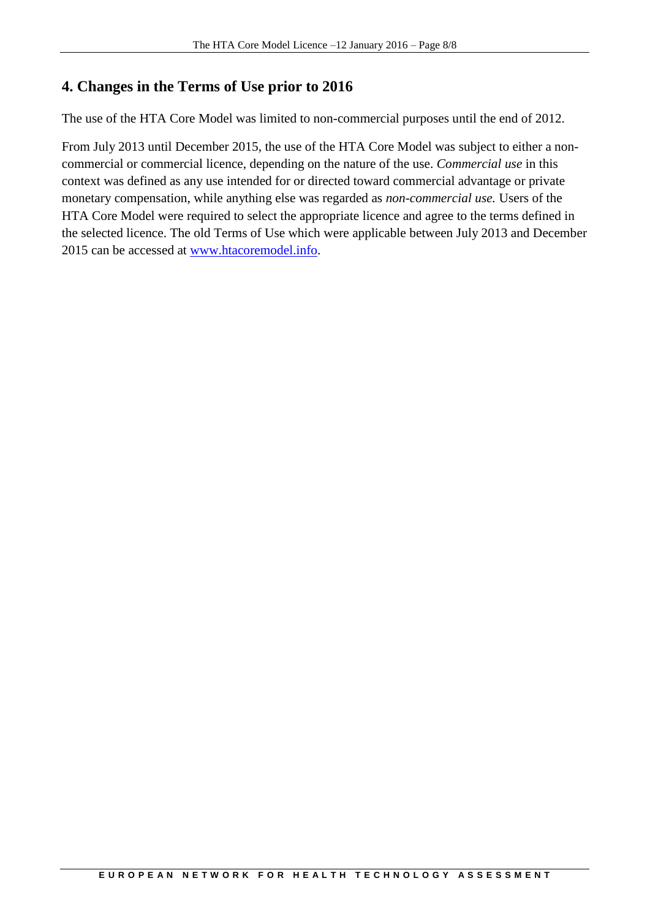## 4. Changes in the Terms of Use prior to 2016

The use of the HTA Core Model was limited to non-commercial purposes until the end of 2012.

From July 2013 until December 2015, the use of the HTA Core Model was subject to either a non-commercial or commercial licence, depending on the nature of the use. *Commercial use* in this context was defined as any use intended for or directed toward commercial advantage or private monetary compensation, while anything else was regarded as *non-commercial use.* Users of the HTA Core Model were required to select the appropriate licence and agree to the terms defined in the selected licence. The old Terms of Use which were applicable between July 2013 and December 2015 can be accessed at www.htacoremodel.info.